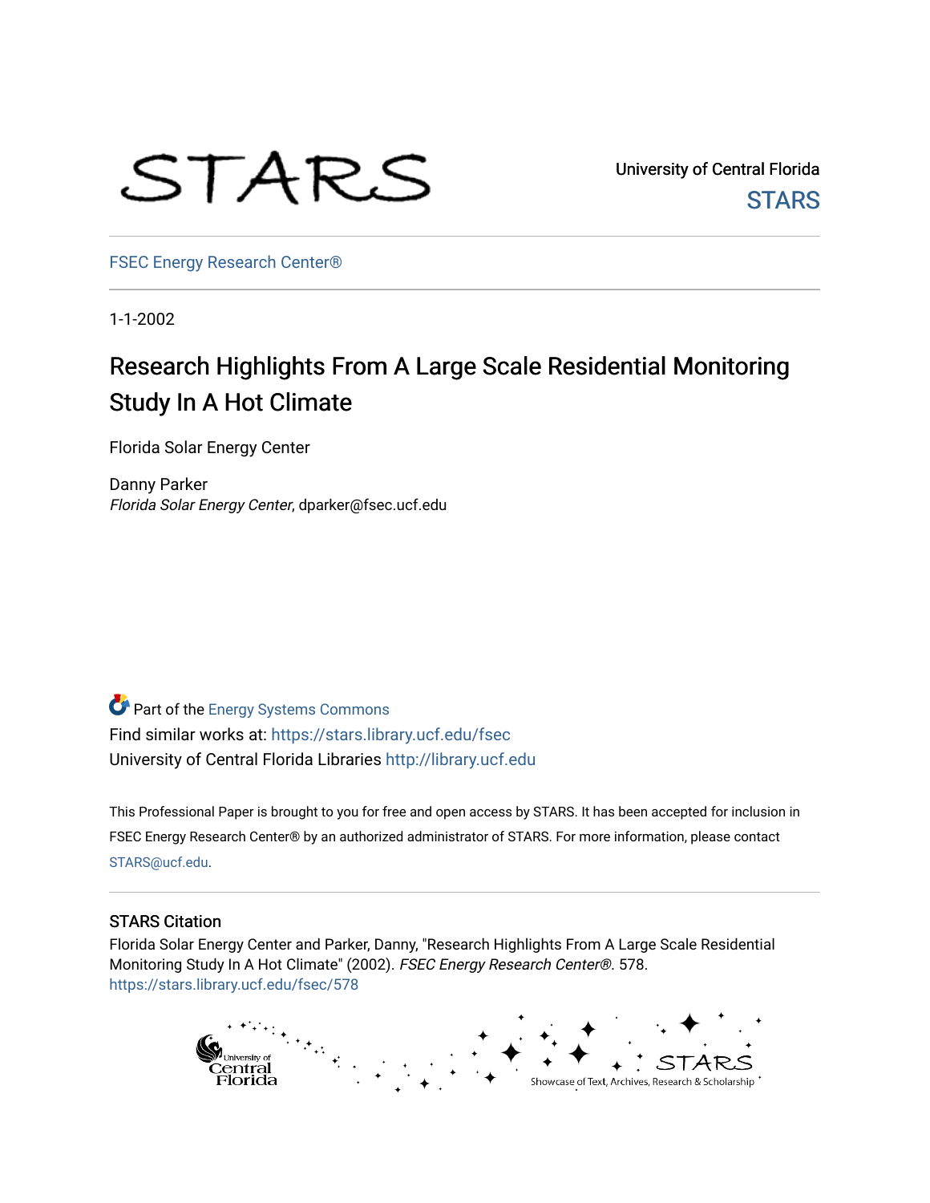STARS

University of Central Florida
STARS

FSEC Energy Research Center®

1-1-2002

# Research Highlights From A Large Scale Residential Monitoring Study In A Hot Climate

Florida Solar Energy Center

Danny Parker
*Florida Solar Energy Center*, dparker@fsec.ucf.edu

Part of the Energy Systems Commons
Find similar works at: https://stars.library.ucf.edu/fsec
University of Central Florida Libraries http://library.ucf.edu

This Professional Paper is brought to you for free and open access by STARS. It has been accepted for inclusion in FSEC Energy Research Center® by an authorized administrator of STARS. For more information, please contact STARS@ucf.edu.

## STARS Citation

Florida Solar Energy Center and Parker, Danny, "Research Highlights From A Large Scale Residential Monitoring Study In A Hot Climate" (2002). *FSEC Energy Research Center®*. 578.
https://stars.library.ucf.edu/fsec/578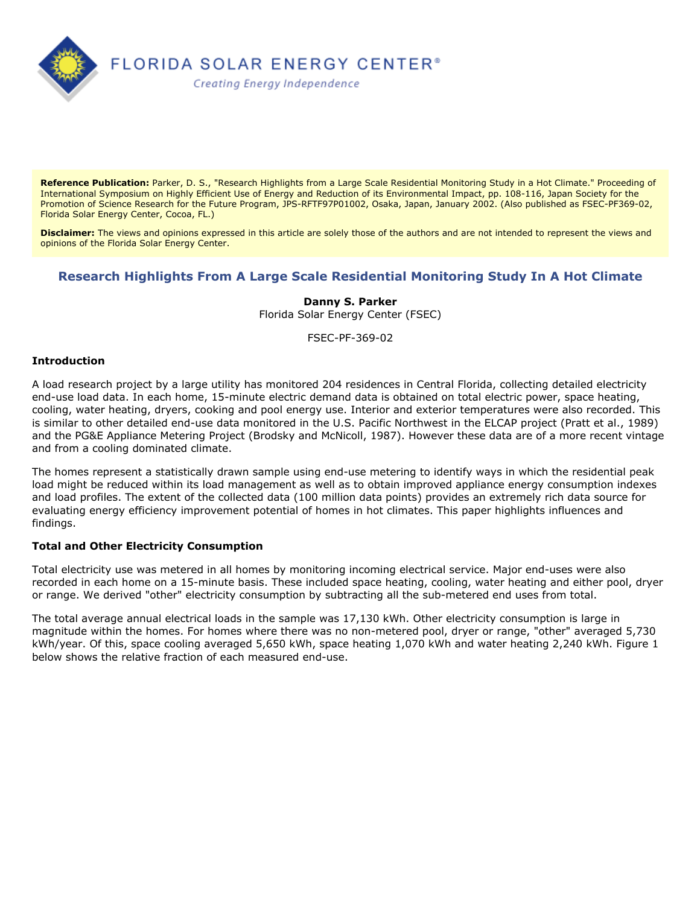**Reference Publication:** Parker, D. S., "Research Highlights from a Large Scale Residential Monitoring Study in a Hot Climate." Proceeding of International Symposium on Highly Efficient Use of Energy and Reduction of its Environmental Impact, pp. 108-116, Japan Society for the Promotion of Science Research for the Future Program, JPS-RFTF97P01002, Osaka, Japan, January 2002. (Also published as FSEC-PF369-02, Florida Solar Energy Center, Cocoa, FL.)

**Disclaimer:** The views and opinions expressed in this article are solely those of the authors and are not intended to represent the views and opinions of the Florida Solar Energy Center.

## Research Highlights From A Large Scale Residential Monitoring Study In A Hot Climate

**Danny S. Parker**
Florida Solar Energy Center (FSEC)

FSEC-PF-369-02

### Introduction

A load research project by a large utility has monitored 204 residences in Central Florida, collecting detailed electricity end-use load data. In each home, 15-minute electric demand data is obtained on total electric power, space heating, cooling, water heating, dryers, cooking and pool energy use. Interior and exterior temperatures were also recorded. This is similar to other detailed end-use data monitored in the U.S. Pacific Northwest in the ELCAP project (Pratt et al., 1989) and the PG&E Appliance Metering Project (Brodsky and McNicoll, 1987). However these data are of a more recent vintage and from a cooling dominated climate.

The homes represent a statistically drawn sample using end-use metering to identify ways in which the residential peak load might be reduced within its load management as well as to obtain improved appliance energy consumption indexes and load profiles. The extent of the collected data (100 million data points) provides an extremely rich data source for evaluating energy efficiency improvement potential of homes in hot climates. This paper highlights influences and findings.

### Total and Other Electricity Consumption

Total electricity use was metered in all homes by monitoring incoming electrical service. Major end-uses were also recorded in each home on a 15-minute basis. These included space heating, cooling, water heating and either pool, dryer or range. We derived "other" electricity consumption by subtracting all the sub-metered end uses from total.

The total average annual electrical loads in the sample was 17,130 kWh. Other electricity consumption is large in magnitude within the homes. For homes where there was no non-metered pool, dryer or range, "other" averaged 5,730 kWh/year. Of this, space cooling averaged 5,650 kWh, space heating 1,070 kWh and water heating 2,240 kWh. Figure 1 below shows the relative fraction of each measured end-use.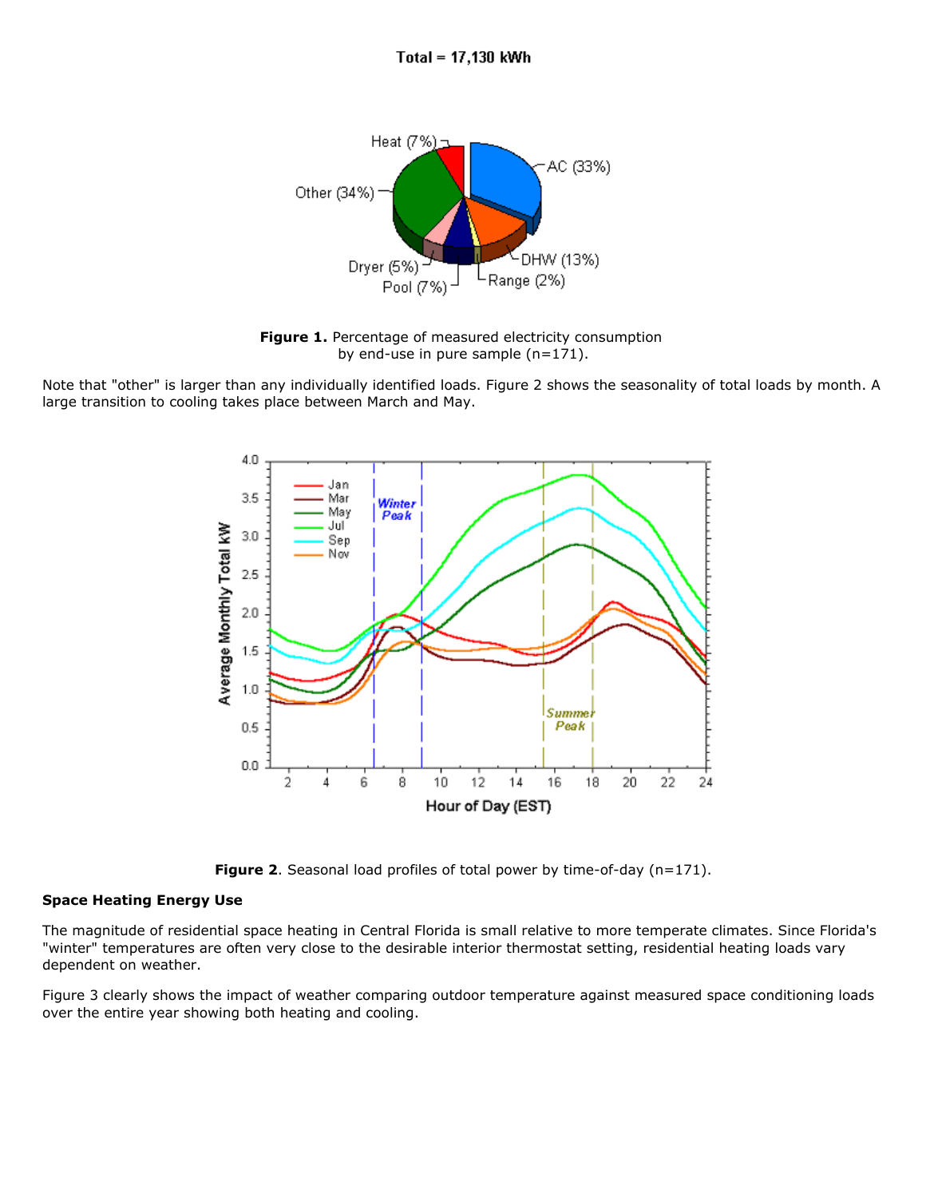**Figure 1.** Percentage of measured electricity consumption by end-use in pure sample (n=171).

Note that "other" is larger than any individually identified loads. Figure 2 shows the seasonality of total loads by month. A large transition to cooling takes place between March and May.

**Figure 2**. Seasonal load profiles of total power by time-of-day (n=171).

**Space Heating Energy Use**

The magnitude of residential space heating in Central Florida is small relative to more temperate climates. Since Florida's "winter" temperatures are often very close to the desirable interior thermostat setting, residential heating loads vary dependent on weather.

Figure 3 clearly shows the impact of weather comparing outdoor temperature against measured space conditioning loads over the entire year showing both heating and cooling.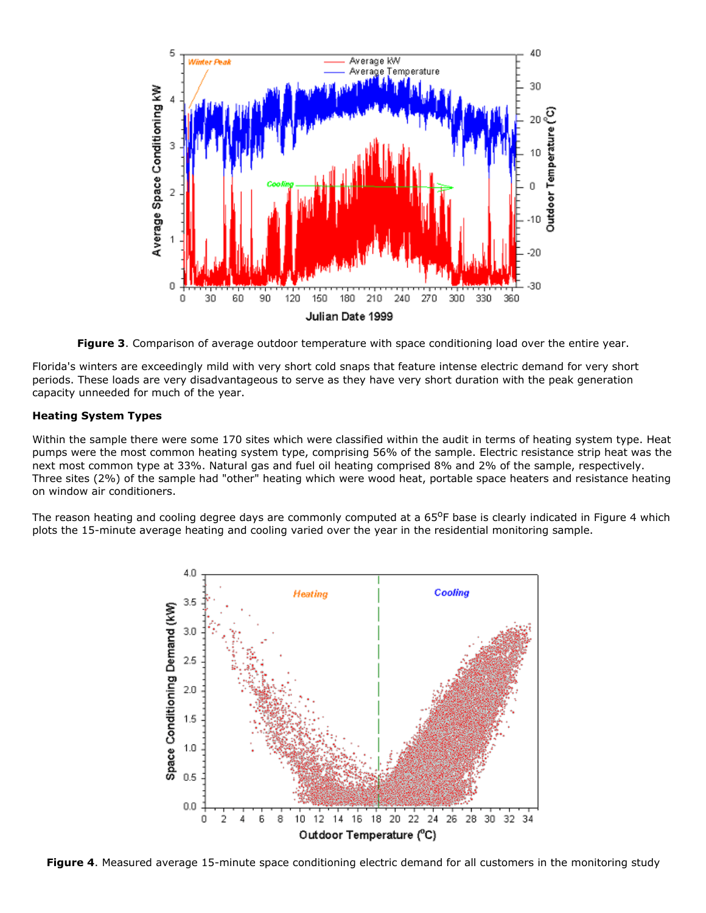**Figure 3**. Comparison of average outdoor temperature with space conditioning load over the entire year.

Florida's winters are exceedingly mild with very short cold snaps that feature intense electric demand for very short periods. These loads are very disadvantageous to serve as they have very short duration with the peak generation capacity unneeded for much of the year.

**Heating System Types**

Within the sample there were some 170 sites which were classified within the audit in terms of heating system type. Heat pumps were the most common heating system type, comprising 56% of the sample. Electric resistance strip heat was the next most common type at 33%. Natural gas and fuel oil heating comprised 8% and 2% of the sample, respectively. Three sites (2%) of the sample had "other" heating which were wood heat, portable space heaters and resistance heating on window air conditioners.

The reason heating and cooling degree days are commonly computed at a 65°F base is clearly indicated in Figure 4 which plots the 15-minute average heating and cooling varied over the year in the residential monitoring sample.

**Figure 4**. Measured average 15-minute space conditioning electric demand for all customers in the monitoring study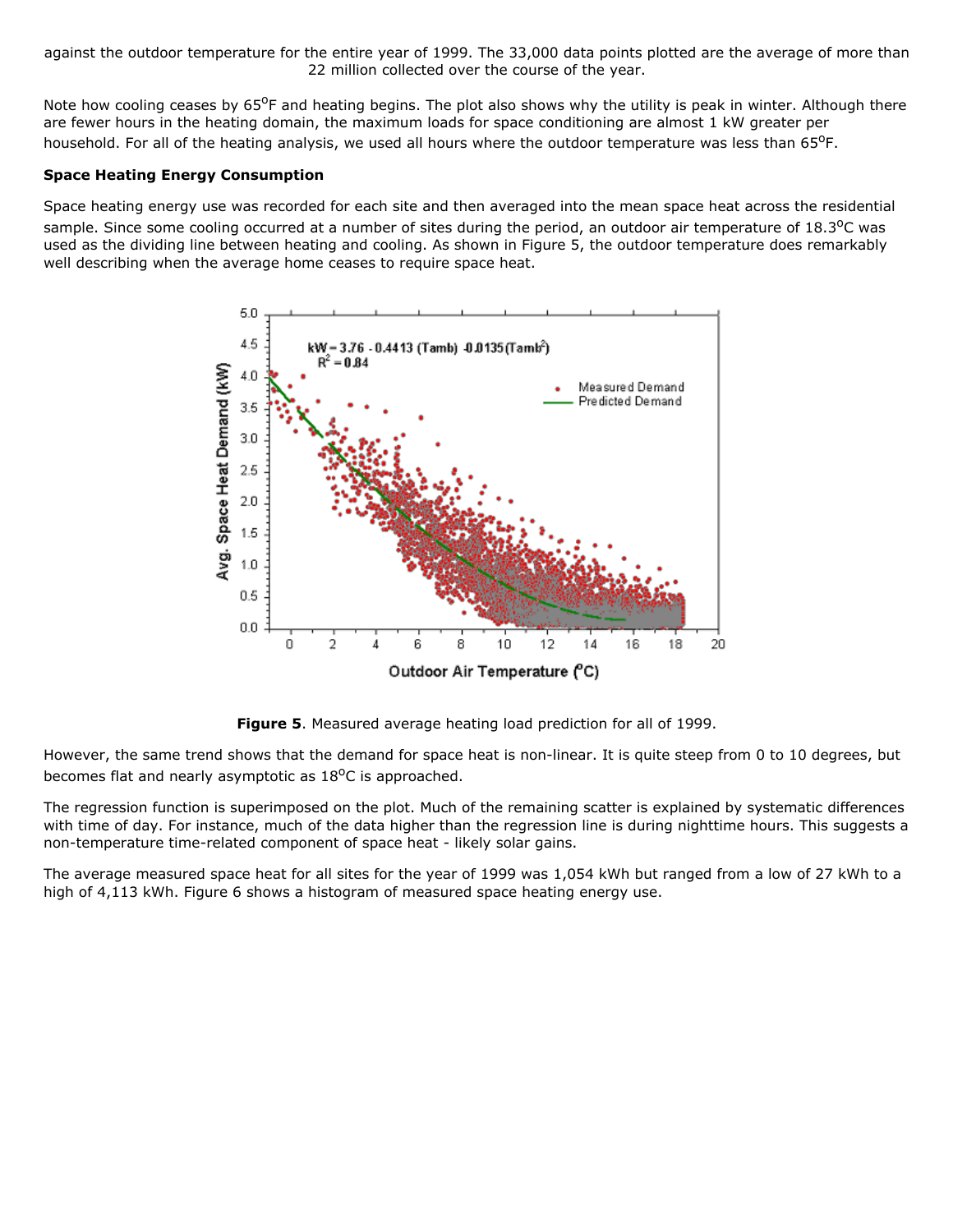against the outdoor temperature for the entire year of 1999. The 33,000 data points plotted are the average of more than 22 million collected over the course of the year.

Note how cooling ceases by 65°F and heating begins. The plot also shows why the utility is peak in winter. Although there are fewer hours in the heating domain, the maximum loads for space conditioning are almost 1 kW greater per household. For all of the heating analysis, we used all hours where the outdoor temperature was less than 65°F.

**Space Heating Energy Consumption**

Space heating energy use was recorded for each site and then averaged into the mean space heat across the residential sample. Since some cooling occurred at a number of sites during the period, an outdoor air temperature of 18.3°C was used as the dividing line between heating and cooling. As shown in Figure 5, the outdoor temperature does remarkably well describing when the average home ceases to require space heat.

**Figure 5**. Measured average heating load prediction for all of 1999.

However, the same trend shows that the demand for space heat is non-linear. It is quite steep from 0 to 10 degrees, but becomes flat and nearly asymptotic as 18°C is approached.

The regression function is superimposed on the plot. Much of the remaining scatter is explained by systematic differences with time of day. For instance, much of the data higher than the regression line is during nighttime hours. This suggests a non-temperature time-related component of space heat - likely solar gains.

The average measured space heat for all sites for the year of 1999 was 1,054 kWh but ranged from a low of 27 kWh to a high of 4,113 kWh. Figure 6 shows a histogram of measured space heating energy use.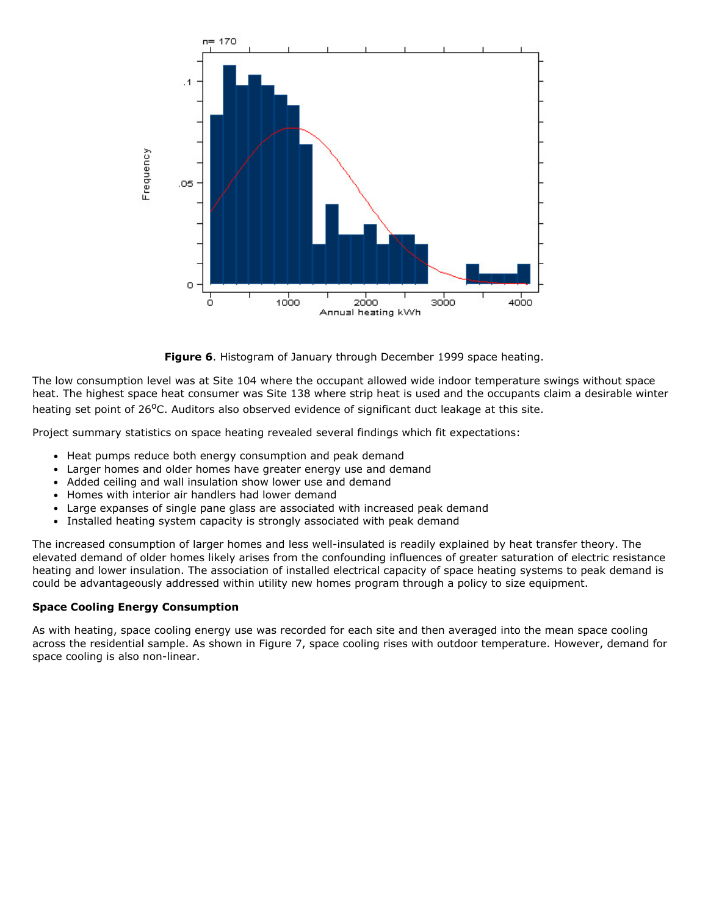**Figure 6**. Histogram of January through December 1999 space heating.

The low consumption level was at Site 104 where the occupant allowed wide indoor temperature swings without space heat. The highest space heat consumer was Site 138 where strip heat is used and the occupants claim a desirable winter heating set point of 26$^{o}$C. Auditors also observed evidence of significant duct leakage at this site.

Project summary statistics on space heating revealed several findings which fit expectations:

- Heat pumps reduce both energy consumption and peak demand
- Larger homes and older homes have greater energy use and demand
- Added ceiling and wall insulation show lower use and demand
- Homes with interior air handlers had lower demand
- Large expanses of single pane glass are associated with increased peak demand
- Installed heating system capacity is strongly associated with peak demand

The increased consumption of larger homes and less well-insulated is readily explained by heat transfer theory. The elevated demand of older homes likely arises from the confounding influences of greater saturation of electric resistance heating and lower insulation. The association of installed electrical capacity of space heating systems to peak demand is could be advantageously addressed within utility new homes program through a policy to size equipment.

**Space Cooling Energy Consumption**

As with heating, space cooling energy use was recorded for each site and then averaged into the mean space cooling across the residential sample. As shown in Figure 7, space cooling rises with outdoor temperature. However, demand for space cooling is also non-linear.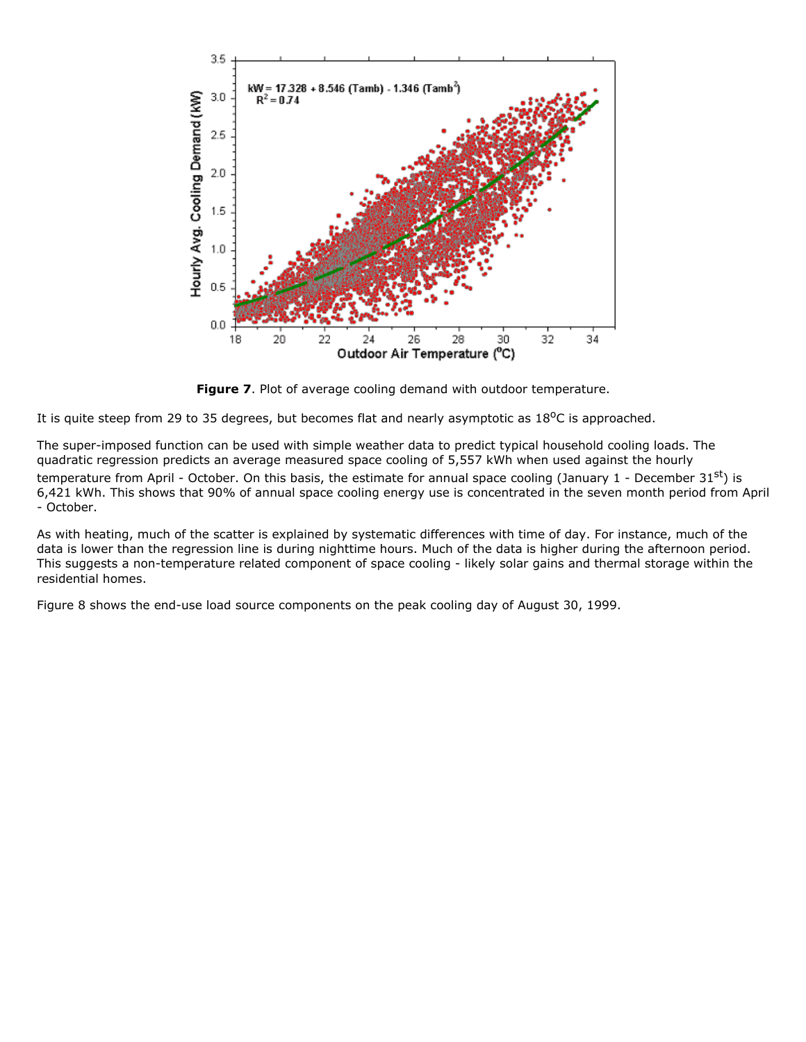**Figure 7**. Plot of average cooling demand with outdoor temperature.

It is quite steep from 29 to 35 degrees, but becomes flat and nearly asymptotic as 18°C is approached.

The super-imposed function can be used with simple weather data to predict typical household cooling loads. The quadratic regression predicts an average measured space cooling of 5,557 kWh when used against the hourly temperature from April - October. On this basis, the estimate for annual space cooling (January 1 - December 31st) is 6,421 kWh. This shows that 90% of annual space cooling energy use is concentrated in the seven month period from April - October.

As with heating, much of the scatter is explained by systematic differences with time of day. For instance, much of the data is lower than the regression line is during nighttime hours. Much of the data is higher during the afternoon period. This suggests a non-temperature related component of space cooling - likely solar gains and thermal storage within the residential homes.

Figure 8 shows the end-use load source components on the peak cooling day of August 30, 1999.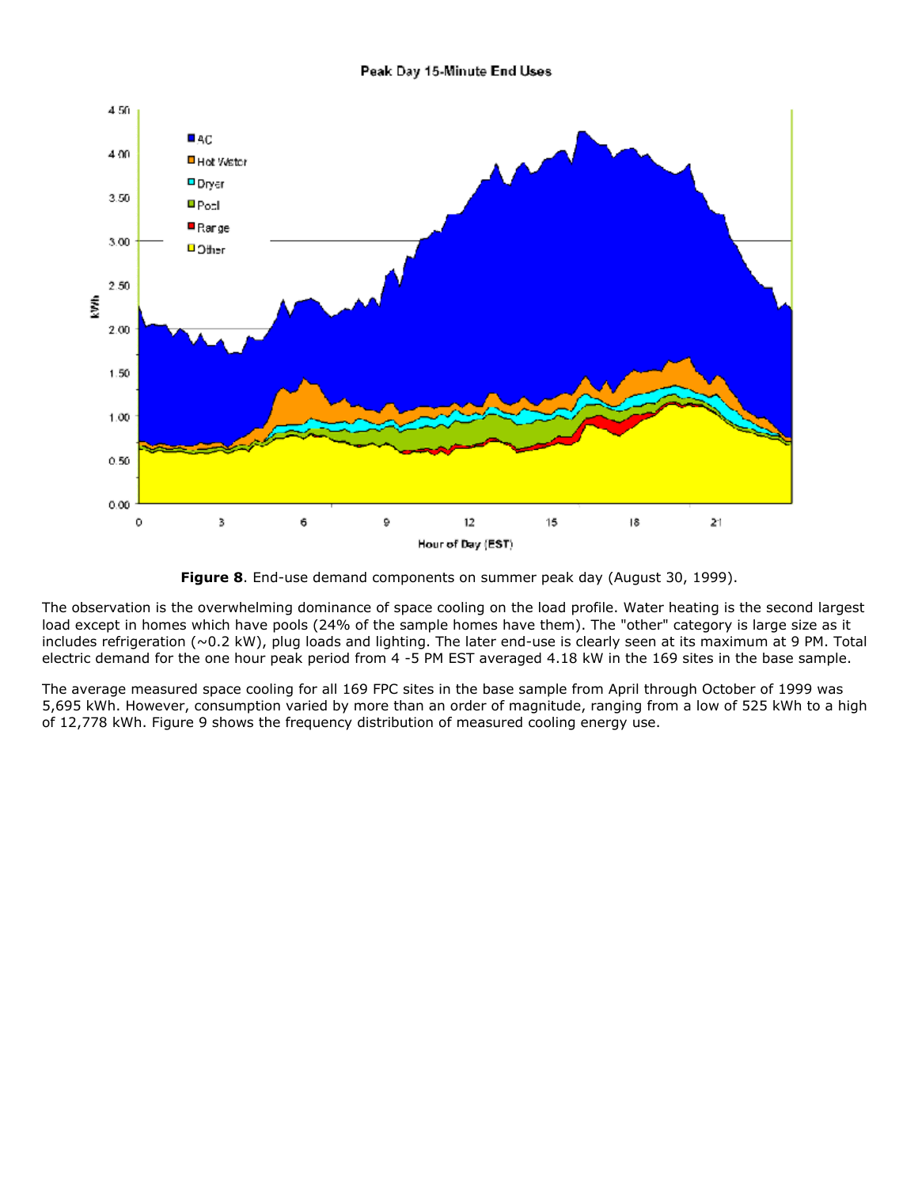**Figure 8**. End-use demand components on summer peak day (August 30, 1999).

The observation is the overwhelming dominance of space cooling on the load profile. Water heating is the second largest load except in homes which have pools (24% of the sample homes have them). The "other" category is large size as it includes refrigeration (~0.2 kW), plug loads and lighting. The later end-use is clearly seen at its maximum at 9 PM. Total electric demand for the one hour peak period from 4 -5 PM EST averaged 4.18 kW in the 169 sites in the base sample.

The average measured space cooling for all 169 FPC sites in the base sample from April through October of 1999 was 5,695 kWh. However, consumption varied by more than an order of magnitude, ranging from a low of 525 kWh to a high of 12,778 kWh. Figure 9 shows the frequency distribution of measured cooling energy use.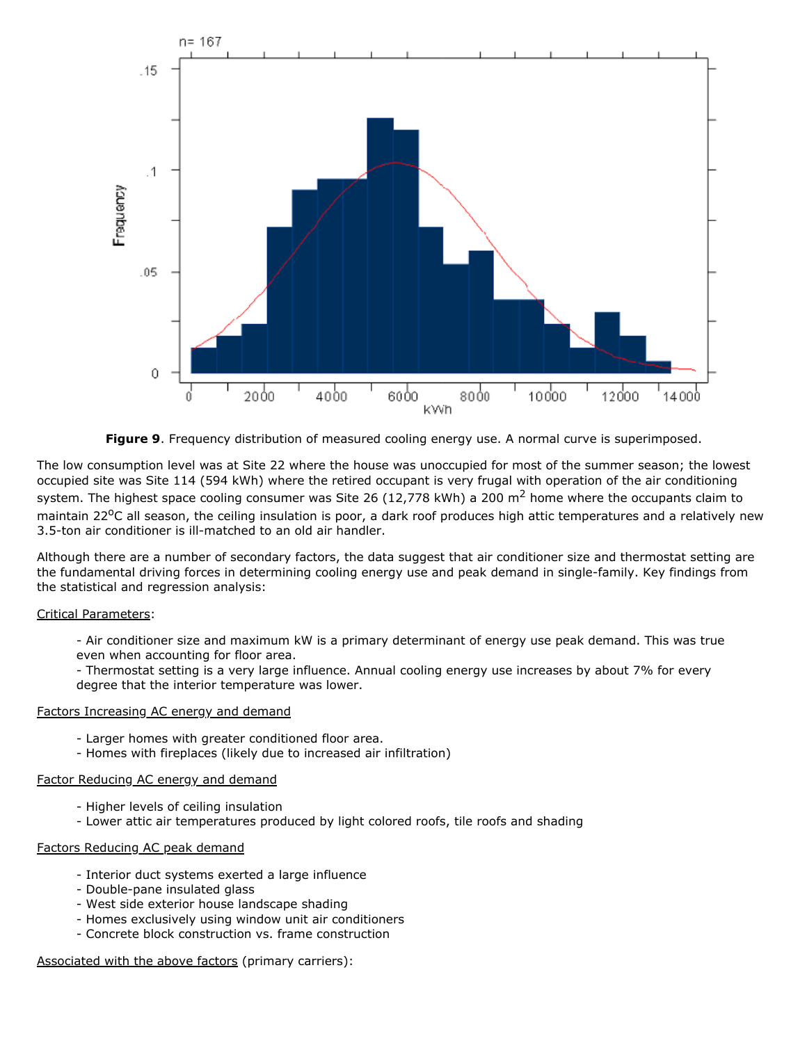**Figure 9**. Frequency distribution of measured cooling energy use. A normal curve is superimposed.

The low consumption level was at Site 22 where the house was unoccupied for most of the summer season; the lowest occupied site was Site 114 (594 kWh) where the retired occupant is very frugal with operation of the air conditioning system. The highest space cooling consumer was Site 26 (12,778 kWh) a 200 $m^2$ home where the occupants claim to maintain $22^oC$ all season, the ceiling insulation is poor, a dark roof produces high attic temperatures and a relatively new 3.5-ton air conditioner is ill-matched to an old air handler.

Although there are a number of secondary factors, the data suggest that air conditioner size and thermostat setting are the fundamental driving forces in determining cooling energy use and peak demand in single-family. Key findings from the statistical and regression analysis:

Critical Parameters:

- Air conditioner size and maximum kW is a primary determinant of energy use peak demand. This was true even when accounting for floor area.
- Thermostat setting is a very large influence. Annual cooling energy use increases by about 7% for every degree that the interior temperature was lower.

Factors Increasing AC energy and demand

- Larger homes with greater conditioned floor area.
- Homes with fireplaces (likely due to increased air infiltration)

Factor Reducing AC energy and demand

- Higher levels of ceiling insulation
- Lower attic air temperatures produced by light colored roofs, tile roofs and shading

Factors Reducing AC peak demand

- Interior duct systems exerted a large influence
- Double-pane insulated glass
- West side exterior house landscape shading
- Homes exclusively using window unit air conditioners
- Concrete block construction vs. frame construction

Associated with the above factors (primary carriers):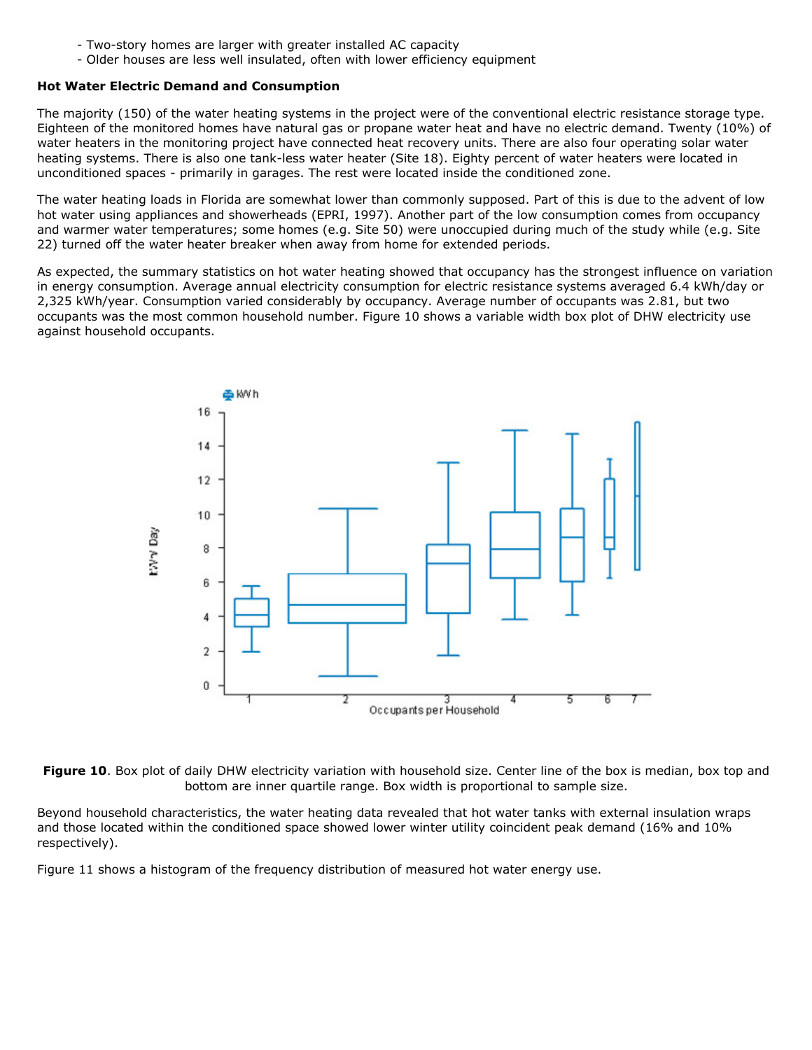- Two-story homes are larger with greater installed AC capacity
- Older houses are less well insulated, often with lower efficiency equipment

**Hot Water Electric Demand and Consumption**

The majority (150) of the water heating systems in the project were of the conventional electric resistance storage type. Eighteen of the monitored homes have natural gas or propane water heat and have no electric demand. Twenty (10%) of water heaters in the monitoring project have connected heat recovery units. There are also four operating solar water heating systems. There is also one tank-less water heater (Site 18). Eighty percent of water heaters were located in unconditioned spaces - primarily in garages. The rest were located inside the conditioned zone.

The water heating loads in Florida are somewhat lower than commonly supposed. Part of this is due to the advent of low hot water using appliances and showerheads (EPRI, 1997). Another part of the low consumption comes from occupancy and warmer water temperatures; some homes (e.g. Site 50) were unoccupied during much of the study while (e.g. Site 22) turned off the water heater breaker when away from home for extended periods.

As expected, the summary statistics on hot water heating showed that occupancy has the strongest influence on variation in energy consumption. Average annual electricity consumption for electric resistance systems averaged 6.4 kWh/day or 2,325 kWh/year. Consumption varied considerably by occupancy. Average number of occupants was 2.81, but two occupants was the most common household number. Figure 10 shows a variable width box plot of DHW electricity use against household occupants.

**Figure 10**. Box plot of daily DHW electricity variation with household size. Center line of the box is median, box top and bottom are inner quartile range. Box width is proportional to sample size.

Beyond household characteristics, the water heating data revealed that hot water tanks with external insulation wraps and those located within the conditioned space showed lower winter utility coincident peak demand (16% and 10% respectively).

Figure 11 shows a histogram of the frequency distribution of measured hot water energy use.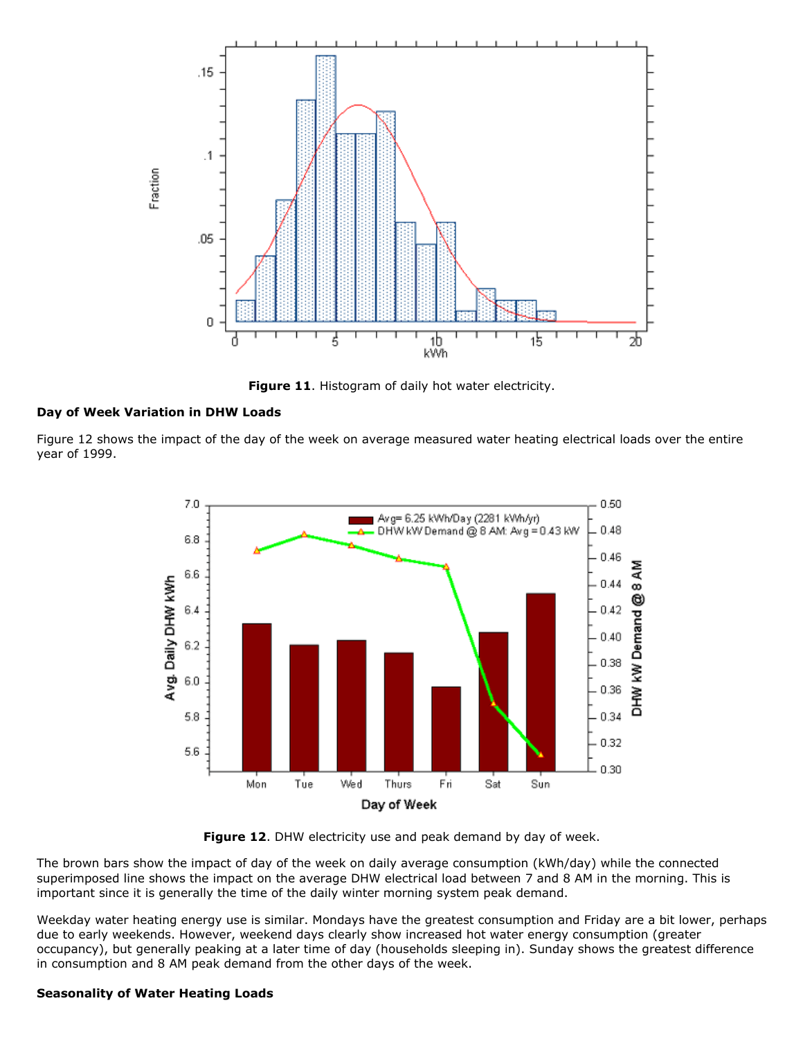**Figure 11**. Histogram of daily hot water electricity.

**Day of Week Variation in DHW Loads**

Figure 12 shows the impact of the day of the week on average measured water heating electrical loads over the entire year of 1999.

**Figure 12**. DHW electricity use and peak demand by day of week.

The brown bars show the impact of day of the week on daily average consumption (kWh/day) while the connected superimposed line shows the impact on the average DHW electrical load between 7 and 8 AM in the morning. This is important since it is generally the time of the daily winter morning system peak demand.

Weekday water heating energy use is similar. Mondays have the greatest consumption and Friday are a bit lower, perhaps due to early weekends. However, weekend days clearly show increased hot water energy consumption (greater occupancy), but generally peaking at a later time of day (households sleeping in). Sunday shows the greatest difference in consumption and 8 AM peak demand from the other days of the week.

**Seasonality of Water Heating Loads**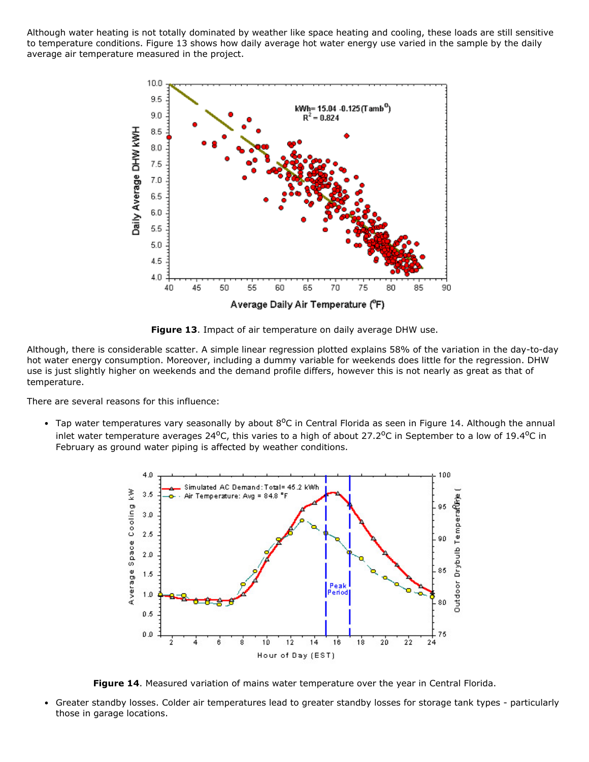Although water heating is not totally dominated by weather like space heating and cooling, these loads are still sensitive to temperature conditions. Figure 13 shows how daily average hot water energy use varied in the sample by the daily average air temperature measured in the project.

**Figure 13**. Impact of air temperature on daily average DHW use.

Although, there is considerable scatter. A simple linear regression plotted explains 58% of the variation in the day-to-day hot water energy consumption. Moreover, including a dummy variable for weekends does little for the regression. DHW use is just slightly higher on weekends and the demand profile differs, however this is not nearly as great as that of temperature.

There are several reasons for this influence:

- Tap water temperatures vary seasonally by about 8°C in Central Florida as seen in Figure 14. Although the annual inlet water temperature averages 24°C, this varies to a high of about 27.2°C in September to a low of 19.4°C in February as ground water piping is affected by weather conditions.

**Figure 14**. Measured variation of mains water temperature over the year in Central Florida.

- Greater standby losses. Colder air temperatures lead to greater standby losses for storage tank types - particularly those in garage locations.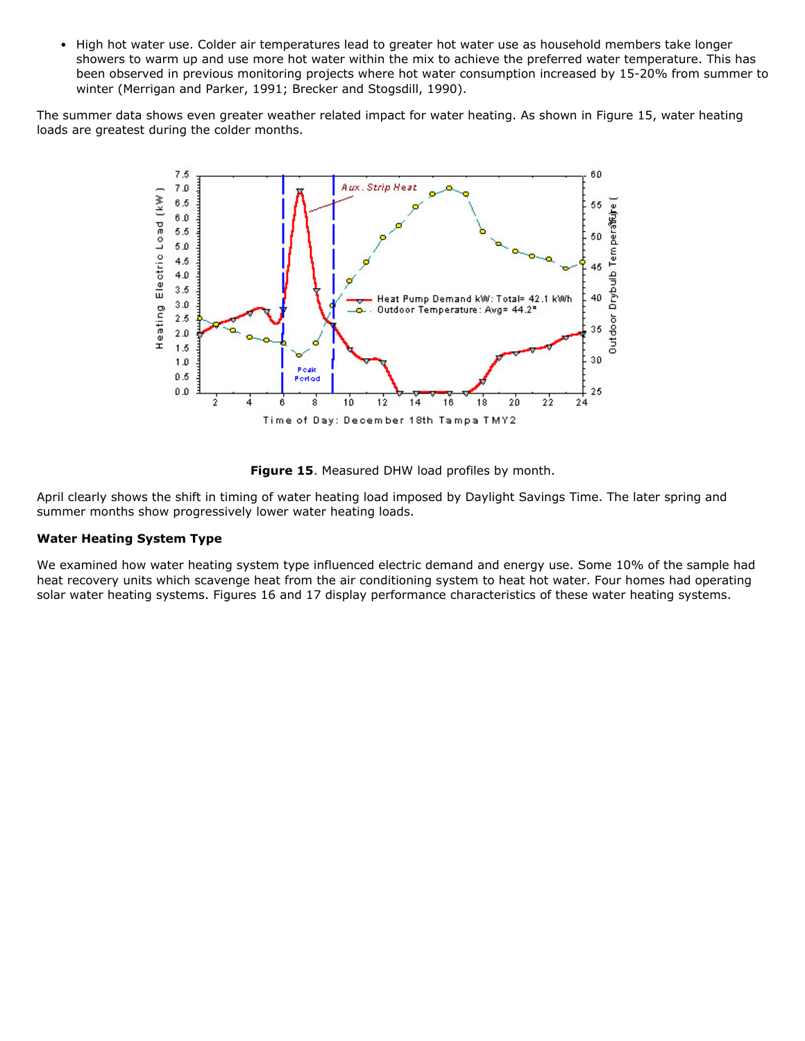- High hot water use. Colder air temperatures lead to greater hot water use as household members take longer showers to warm up and use more hot water within the mix to achieve the preferred water temperature. This has been observed in previous monitoring projects where hot water consumption increased by 15-20% from summer to winter (Merrigan and Parker, 1991; Brecker and Stogsdill, 1990).

The summer data shows even greater weather related impact for water heating. As shown in Figure 15, water heating loads are greatest during the colder months.

**Figure 15**. Measured DHW load profiles by month.

April clearly shows the shift in timing of water heating load imposed by Daylight Savings Time. The later spring and summer months show progressively lower water heating loads.

**Water Heating System Type**

We examined how water heating system type influenced electric demand and energy use. Some 10% of the sample had heat recovery units which scavenge heat from the air conditioning system to heat hot water. Four homes had operating solar water heating systems. Figures 16 and 17 display performance characteristics of these water heating systems.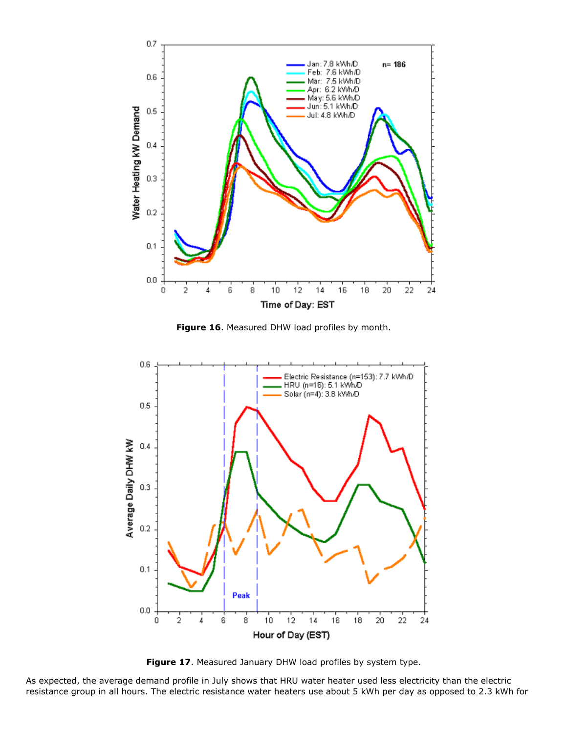**Figure 16**. Measured DHW load profiles by month.

**Figure 17**. Measured January DHW load profiles by system type.

As expected, the average demand profile in July shows that HRU water heater used less electricity than the electric resistance group in all hours. The electric resistance water heaters use about 5 kWh per day as opposed to 2.3 kWh for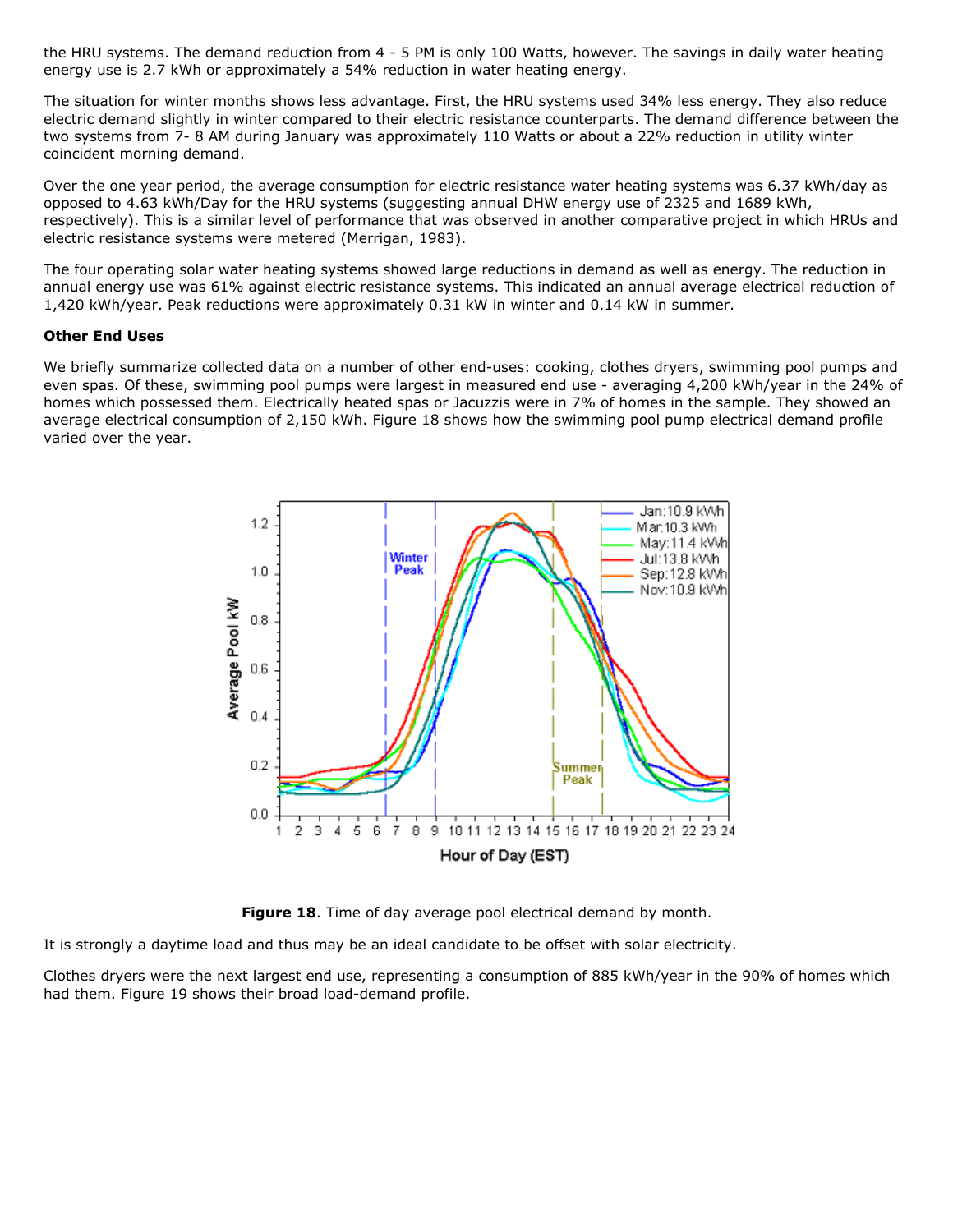the HRU systems. The demand reduction from 4 - 5 PM is only 100 Watts, however. The savings in daily water heating energy use is 2.7 kWh or approximately a 54% reduction in water heating energy.

The situation for winter months shows less advantage. First, the HRU systems used 34% less energy. They also reduce electric demand slightly in winter compared to their electric resistance counterparts. The demand difference between the two systems from 7- 8 AM during January was approximately 110 Watts or about a 22% reduction in utility winter coincident morning demand.

Over the one year period, the average consumption for electric resistance water heating systems was 6.37 kWh/day as opposed to 4.63 kWh/Day for the HRU systems (suggesting annual DHW energy use of 2325 and 1689 kWh, respectively). This is a similar level of performance that was observed in another comparative project in which HRUs and electric resistance systems were metered (Merrigan, 1983).

The four operating solar water heating systems showed large reductions in demand as well as energy. The reduction in annual energy use was 61% against electric resistance systems. This indicated an annual average electrical reduction of 1,420 kWh/year. Peak reductions were approximately 0.31 kW in winter and 0.14 kW in summer.

**Other End Uses**

We briefly summarize collected data on a number of other end-uses: cooking, clothes dryers, swimming pool pumps and even spas. Of these, swimming pool pumps were largest in measured end use - averaging 4,200 kWh/year in the 24% of homes which possessed them. Electrically heated spas or Jacuzzis were in 7% of homes in the sample. They showed an average electrical consumption of 2,150 kWh. Figure 18 shows how the swimming pool pump electrical demand profile varied over the year.

**Figure 18**. Time of day average pool electrical demand by month.

It is strongly a daytime load and thus may be an ideal candidate to be offset with solar electricity.

Clothes dryers were the next largest end use, representing a consumption of 885 kWh/year in the 90% of homes which had them. Figure 19 shows their broad load-demand profile.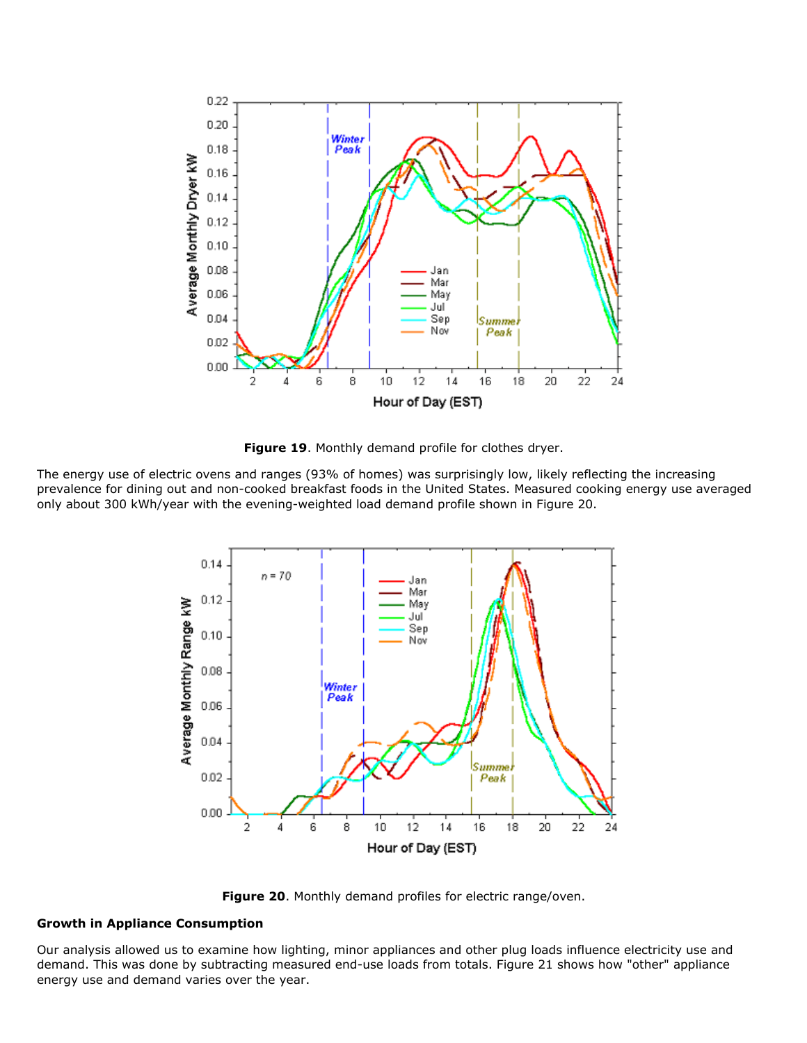**Figure 19**. Monthly demand profile for clothes dryer.

The energy use of electric ovens and ranges (93% of homes) was surprisingly low, likely reflecting the increasing prevalence for dining out and non-cooked breakfast foods in the United States. Measured cooking energy use averaged only about 300 kWh/year with the evening-weighted load demand profile shown in Figure 20.

**Figure 20**. Monthly demand profiles for electric range/oven.

**Growth in Appliance Consumption**

Our analysis allowed us to examine how lighting, minor appliances and other plug loads influence electricity use and demand. This was done by subtracting measured end-use loads from totals. Figure 21 shows how "other" appliance energy use and demand varies over the year.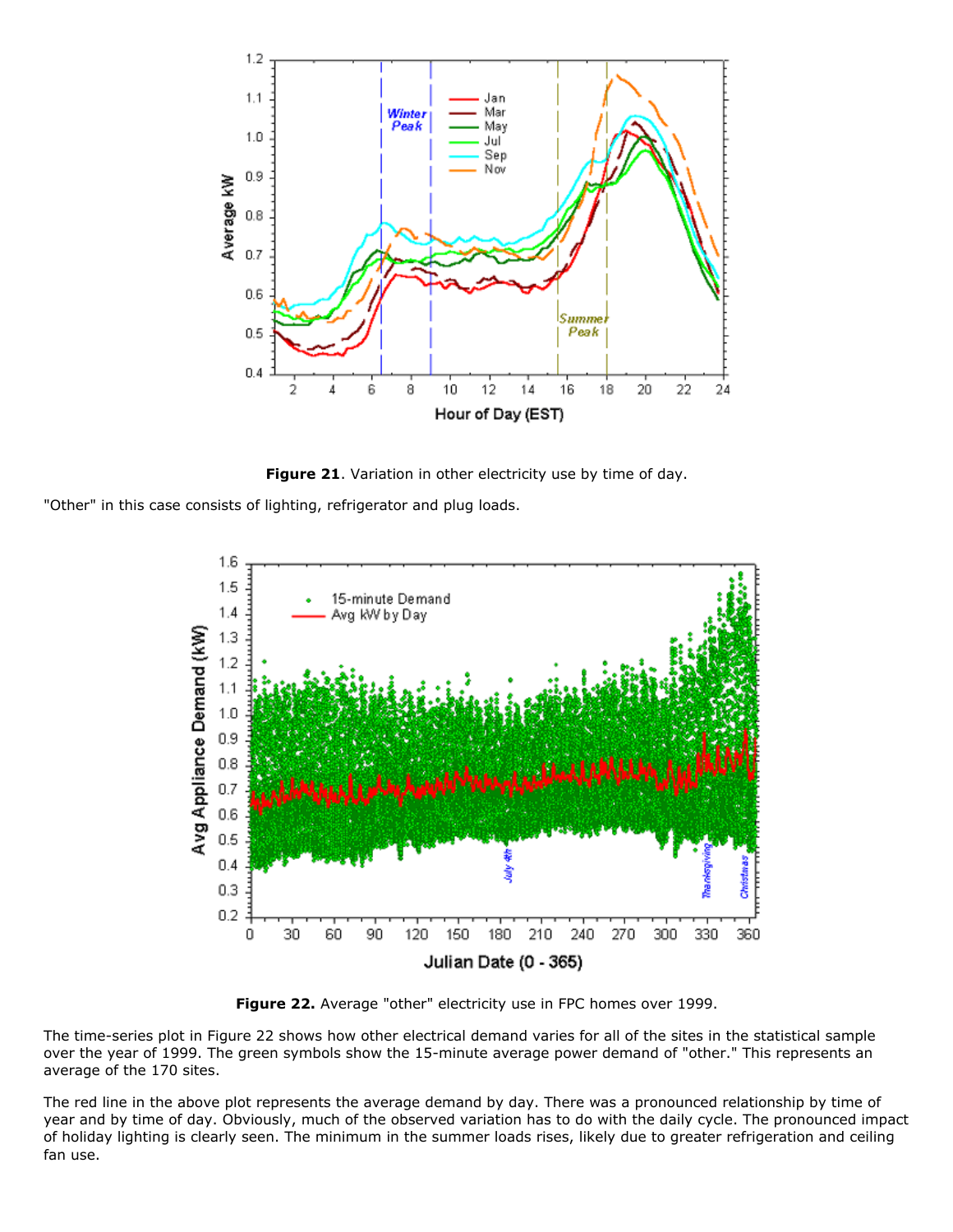**Figure 21**. Variation in other electricity use by time of day.

"Other" in this case consists of lighting, refrigerator and plug loads.

**Figure 22.** Average "other" electricity use in FPC homes over 1999.

The time-series plot in Figure 22 shows how other electrical demand varies for all of the sites in the statistical sample over the year of 1999. The green symbols show the 15-minute average power demand of "other." This represents an average of the 170 sites.

The red line in the above plot represents the average demand by day. There was a pronounced relationship by time of year and by time of day. Obviously, much of the observed variation has to do with the daily cycle. The pronounced impact of holiday lighting is clearly seen. The minimum in the summer loads rises, likely due to greater refrigeration and ceiling fan use.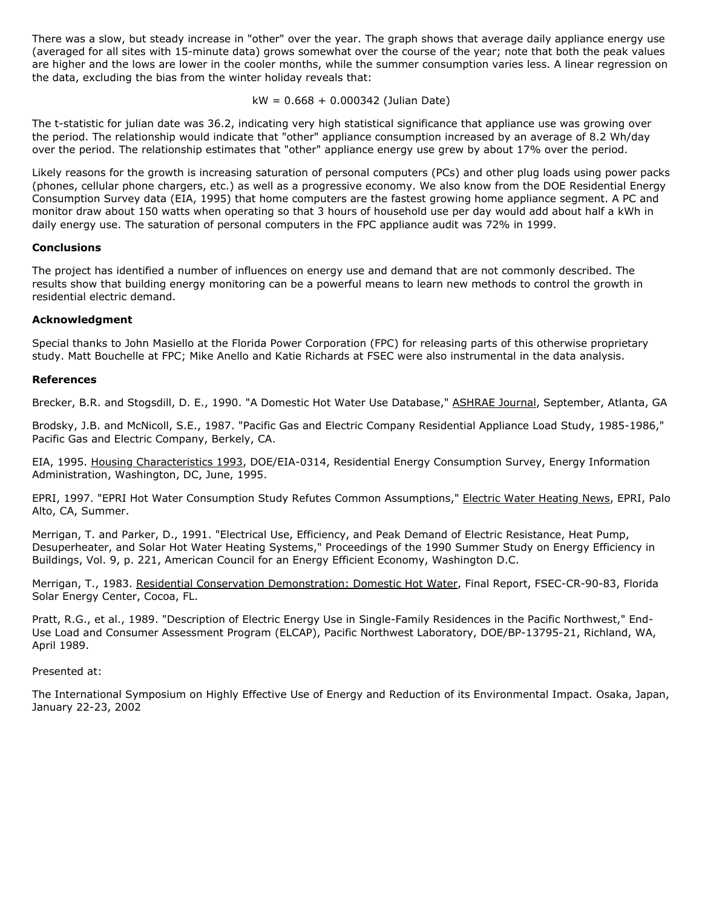There was a slow, but steady increase in "other" over the year. The graph shows that average daily appliance energy use (averaged for all sites with 15-minute data) grows somewhat over the course of the year; note that both the peak values are higher and the lows are lower in the cooler months, while the summer consumption varies less. A linear regression on the data, excluding the bias from the winter holiday reveals that:

$$kW = 0.668 + 0.000342 \text{ (Julian Date)}$$

The t-statistic for julian date was 36.2, indicating very high statistical significance that appliance use was growing over the period. The relationship would indicate that "other" appliance consumption increased by an average of 8.2 Wh/day over the period. The relationship estimates that "other" appliance energy use grew by about 17% over the period.

Likely reasons for the growth is increasing saturation of personal computers (PCs) and other plug loads using power packs (phones, cellular phone chargers, etc.) as well as a progressive economy. We also know from the DOE Residential Energy Consumption Survey data (EIA, 1995) that home computers are the fastest growing home appliance segment. A PC and monitor draw about 150 watts when operating so that 3 hours of household use per day would add about half a kWh in daily energy use. The saturation of personal computers in the FPC appliance audit was 72% in 1999.

**Conclusions**

The project has identified a number of influences on energy use and demand that are not commonly described. The results show that building energy monitoring can be a powerful means to learn new methods to control the growth in residential electric demand.

**Acknowledgment**

Special thanks to John Masiello at the Florida Power Corporation (FPC) for releasing parts of this otherwise proprietary study. Matt Bouchelle at FPC; Mike Anello and Katie Richards at FSEC were also instrumental in the data analysis.

**References**

Brecker, B.R. and Stogsdill, D. E., 1990. "A Domestic Hot Water Use Database," ASHRAE Journal, September, Atlanta, GA

Brodsky, J.B. and McNicoll, S.E., 1987. "Pacific Gas and Electric Company Residential Appliance Load Study, 1985-1986," Pacific Gas and Electric Company, Berkely, CA.

EIA, 1995. Housing Characteristics 1993, DOE/EIA-0314, Residential Energy Consumption Survey, Energy Information Administration, Washington, DC, June, 1995.

EPRI, 1997. "EPRI Hot Water Consumption Study Refutes Common Assumptions," Electric Water Heating News, EPRI, Palo Alto, CA, Summer.

Merrigan, T. and Parker, D., 1991. "Electrical Use, Efficiency, and Peak Demand of Electric Resistance, Heat Pump, Desuperheater, and Solar Hot Water Heating Systems," Proceedings of the 1990 Summer Study on Energy Efficiency in Buildings, Vol. 9, p. 221, American Council for an Energy Efficient Economy, Washington D.C.

Merrigan, T., 1983. Residential Conservation Demonstration: Domestic Hot Water, Final Report, FSEC-CR-90-83, Florida Solar Energy Center, Cocoa, FL.

Pratt, R.G., et al., 1989. "Description of Electric Energy Use in Single-Family Residences in the Pacific Northwest," End-Use Load and Consumer Assessment Program (ELCAP), Pacific Northwest Laboratory, DOE/BP-13795-21, Richland, WA, April 1989.

Presented at:

The International Symposium on Highly Effective Use of Energy and Reduction of its Environmental Impact. Osaka, Japan, January 22-23, 2002